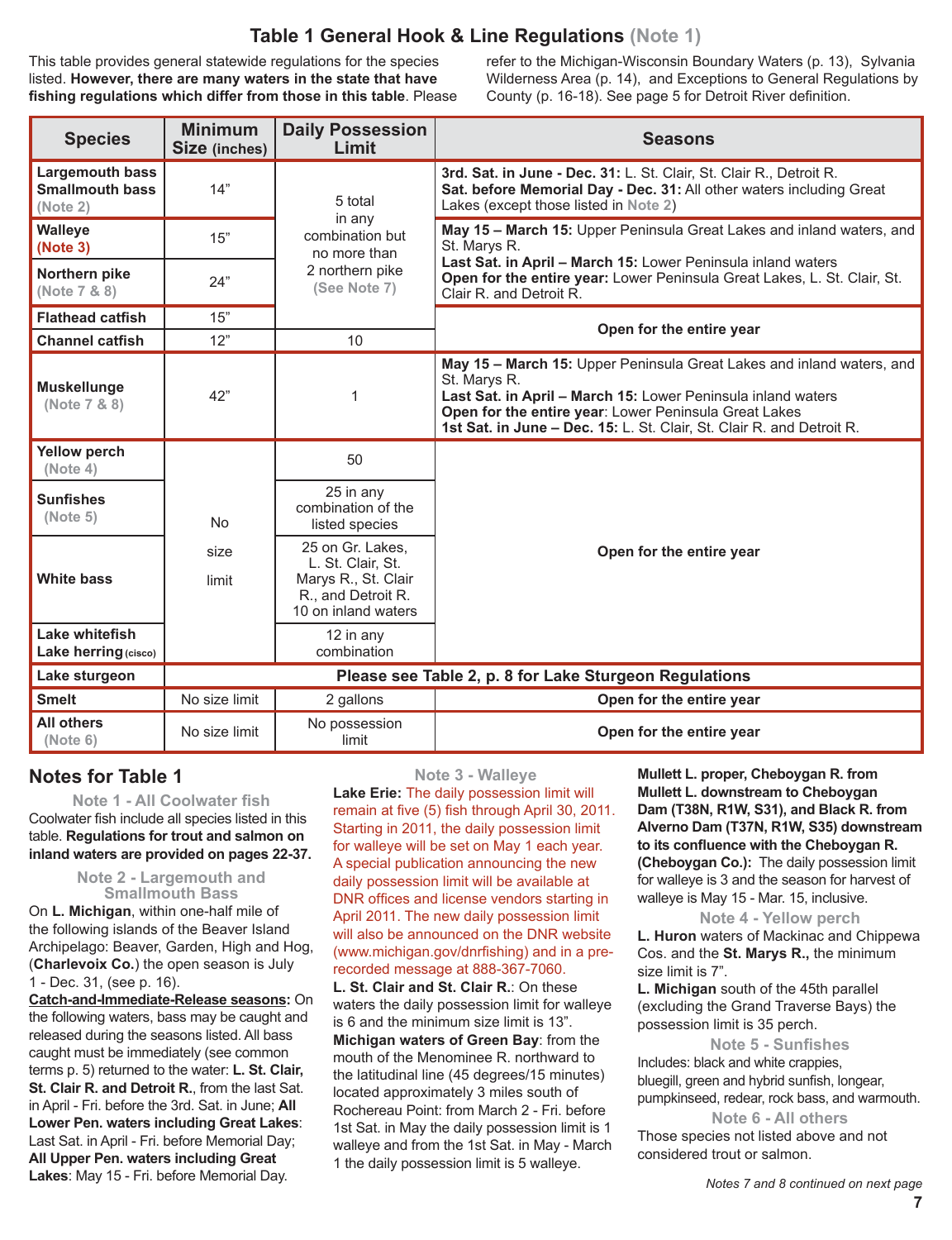# Table 1 General Hook & Line Regulations (Note 1)

This table provides general statewide regulations for the species listed. **However, there are many waters in the state that have fishing regulations which differ from those in this table**. Please refer to the Michigan-Wisconsin Boundary Waters (p. 13), Sylvania Wilderness Area (p. 14), and Exceptions to General Regulations by County (p. 16-18). See page 5 for Detroit River definition.

| Species | Minimum Size (inches) | Daily Possession Limit | Seasons |
|---|---|---|---|
| **Largemouth bass Smallmouth bass** (Note 2) | 14" | 5 total in any combination but no more than 2 northern pike (See Note 7) | **3rd. Sat. in June - Dec. 31:** L. St. Clair, St. Clair R., Detroit R. **Sat. before Memorial Day - Dec. 31:** All other waters including Great Lakes (except those listed in Note 2) |
| **Walleye** (Note 3) | 15" | | **May 15 – March 15:** Upper Peninsula Great Lakes and inland waters, and St. Marys R. **Last Sat. in April – March 15:** Lower Peninsula inland waters **Open for the entire year:** Lower Peninsula Great Lakes, L. St. Clair, St. Clair R. and Detroit R. |
| **Northern pike** (Note 7 & 8) | 24" | | |
| **Flathead catfish** | 15" | | Open for the entire year |
| **Channel catfish** | 12" | 10 | |
| **Muskellunge** (Note 7 & 8) | 42" | 1 | **May 15 – March 15:** Upper Peninsula Great Lakes and inland waters, and St. Marys R. **Last Sat. in April – March 15:** Lower Peninsula inland waters **Open for the entire year**: Lower Peninsula Great Lakes **1st Sat. in June – Dec. 15:** L. St. Clair, St. Clair R. and Detroit R. |
| **Yellow perch** (Note 4) | No size limit | 50 | Open for the entire year |
| **Sunfishes** (Note 5) | | 25 in any combination of the listed species | |
| **White bass** | | 25 on Gr. Lakes, L. St. Clair, St. Marys R., St. Clair R., and Detroit R. 10 on inland waters | |
| **Lake whitefish Lake herring** (cisco) | | 12 in any combination | |
| **Lake sturgeon** | Please see Table 2, p. 8 for Lake Sturgeon Regulations | | |
| **Smelt** | No size limit | 2 gallons | Open for the entire year |
| **All others** (Note 6) | No size limit | No possession limit | Open for the entire year |

## Notes for Table 1

### Note 1 - All Coolwater fish

Coolwater fish include all species listed in this table. **Regulations for trout and salmon on inland waters are provided on pages 22-37.**

### Note 2 - Largemouth and Smallmouth Bass

On **L. Michigan**, within one-half mile of the following islands of the Beaver Island Archipelago: Beaver, Garden, High and Hog, (**Charlevoix Co.**) the open season is July 1 - Dec. 31, (see p. 16).

**Catch-and-Immediate-Release seasons:** On the following waters, bass may be caught and released during the seasons listed. All bass caught must be immediately (see common terms p. 5) returned to the water: **L. St. Clair, St. Clair R. and Detroit R.**, from the last Sat. in April - Fri. before the 3rd. Sat. in June; **All Lower Pen. waters including Great Lakes**: Last Sat. in April - Fri. before Memorial Day; **All Upper Pen. waters including Great Lakes**: May 15 - Fri. before Memorial Day.

### Note 3 - Walleye

**Lake Erie:** The daily possession limit will remain at five (5) fish through April 30, 2011. Starting in 2011, the daily possession limit for walleye will be set on May 1 each year. A special publication announcing the new daily possession limit will be available at DNR offices and license vendors starting in April 2011. The new daily possession limit will also be announced on the DNR website (www.michigan.gov/dnrfishing) and in a pre-recorded message at 888-367-7060.

**L. St. Clair and St. Clair R.**: On these waters the daily possession limit for walleye is 6 and the minimum size limit is 13".

**Michigan waters of Green Bay**: from the mouth of the Menominee R. northward to the latitudinal line (45 degrees/15 minutes) located approximately 3 miles south of Rochereau Point: from March 2 - Fri. before 1st Sat. in May the daily possession limit is 1 walleye and from the 1st Sat. in May - March 1 the daily possession limit is 5 walleye.

**Mullett L. proper, Cheboygan R. from Mullett L. downstream to Cheboygan Dam (T38N, R1W, S31), and Black R. from Alverno Dam (T37N, R1W, S35) downstream to its confluence with the Cheboygan R. (Cheboygan Co.):** The daily possession limit for walleye is 3 and the season for harvest of walleye is May 15 - Mar. 15, inclusive.

### Note 4 - Yellow perch

**L. Huron** waters of Mackinac and Chippewa Cos. and the **St. Marys R.**, the minimum size limit is 7".

**L. Michigan** south of the 45th parallel (excluding the Grand Traverse Bays) the possession limit is 35 perch.

### Note 5 - Sunfishes

Includes: black and white crappies, bluegill, green and hybrid sunfish, longear, pumpkinseed, redear, rock bass, and warmouth.

### Note 6 - All others

Those species not listed above and not considered trout or salmon.

*Notes 7 and 8 continued on next page*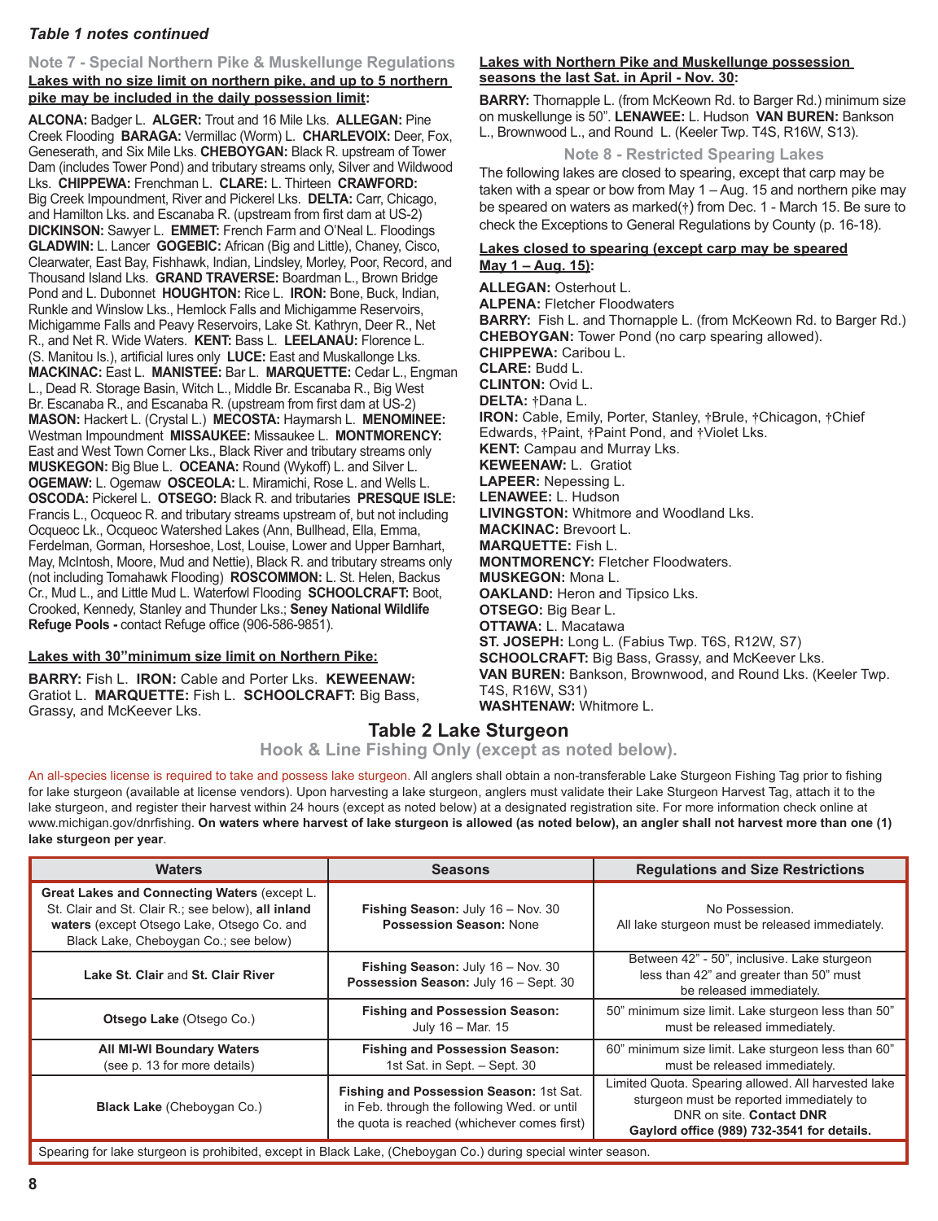*Table 1 notes continued*

### Note 7 - Special Northern Pike & Muskellunge Regulations

**Lakes with no size limit on northern pike, and up to 5 northern pike may be included in the daily possession limit:**

**ALCONA:** Badger L. **ALGER:** Trout and 16 Mile Lks. **ALLEGAN:** Pine Creek Flooding **BARAGA:** Vermillac (Worm) L. **CHARLEVOIX:** Deer, Fox, Geneserath, and Six Mile Lks. **CHEBOYGAN:** Black R. upstream of Tower Dam (includes Tower Pond) and tributary streams only, Silver and Wildwood Lks. **CHIPPEWA:** Frenchman L. **CLARE:** L. Thirteen **CRAWFORD:** Big Creek Impoundment, River and Pickerel Lks. **DELTA:** Carr, Chicago, and Hamilton Lks. and Escanaba R. (upstream from first dam at US-2) **DICKINSON:** Sawyer L. **EMMET:** French Farm and O'Neal L. Floodings **GLADWIN:** L. Lancer **GOGEBIC:** African (Big and Little), Chaney, Cisco, Clearwater, East Bay, Fishhawk, Indian, Lindsley, Morley, Poor, Record, and Thousand Island Lks. **GRAND TRAVERSE:** Boardman L., Brown Bridge Pond and L. Dubonnet **HOUGHTON:** Rice L. **IRON:** Bone, Buck, Indian, Runkle and Winslow Lks., Hemlock Falls and Michigamme Reservoirs, Michigamme Falls and Peavy Reservoirs, Lake St. Kathryn, Deer R., Net R., and Net R. Wide Waters. **KENT:** Bass L. **LEELANAU:** Florence L. (S. Manitou Is.), artificial lures only **LUCE:** East and Muskallonge Lks. **MACKINAC:** East L. **MANISTEE:** Bar L. **MARQUETTE:** Cedar L., Engman L., Dead R. Storage Basin, Witch L., Middle Br. Escanaba R., Big West Br. Escanaba R., and Escanaba R. (upstream from first dam at US-2) **MASON:** Hackert L. (Crystal L.) **MECOSTA:** Haymarsh L. **MENOMINEE:** Westman Impoundment **MISSAUKEE:** Missaukee L. **MONTMORENCY:** East and West Town Corner Lks., Black River and tributary streams only **MUSKEGON:** Big Blue L. **OCEANA:** Round (Wykoff) L. and Silver L. **OGEMAW:** L. Ogemaw **OSCEOLA:** L. Miramichi, Rose L. and Wells L. **OSCODA:** Pickerel L. **OTSEGO:** Black R. and tributaries **PRESQUE ISLE:** Francis L., Ocqueoc R. and tributary streams upstream of, but not including Ocqueoc Lk., Ocqueoc Watershed Lakes (Ann, Bullhead, Ella, Emma, Ferdelman, Gorman, Horseshoe, Lost, Louise, Lower and Upper Barnhart, May, McIntosh, Moore, Mud and Nettie), Black R. and tributary streams only (not including Tomahawk Flooding) **ROSCOMMON:** L. St. Helen, Backus Cr., Mud L., and Little Mud L. Waterfowl Flooding **SCHOOLCRAFT:** Boot, Crooked, Kennedy, Stanley and Thunder Lks.; **Seney National Wildlife Refuge Pools -** contact Refuge office (906-586-9851).

**Lakes with 30"minimum size limit on Northern Pike:**

**BARRY:** Fish L. **IRON:** Cable and Porter Lks. **KEWEENAW:** Gratiot L. **MARQUETTE:** Fish L. **SCHOOLCRAFT:** Big Bass, Grassy, and McKeever Lks.

**Lakes with Northern Pike and Muskellunge possession seasons the last Sat. in April - Nov. 30:**

**BARRY:** Thornapple L. (from McKeown Rd. to Barger Rd.) minimum size on muskellunge is 50". **LENAWEE:** L. Hudson **VAN BUREN:** Bankson L., Brownwood L., and Round L. (Keeler Twp. T4S, R16W, S13).

### Note 8 - Restricted Spearing Lakes

The following lakes are closed to spearing, except that carp may be taken with a spear or bow from May 1 – Aug. 15 and northern pike may be speared on waters as marked(†) from Dec. 1 - March 15. Be sure to check the Exceptions to General Regulations by County (p. 16-18).

**Lakes closed to spearing (except carp may be speared May 1 – Aug. 15):**

**ALLEGAN:** Osterhout L.
**ALPENA:** Fletcher Floodwaters
**BARRY:** Fish L. and Thornapple L. (from McKeown Rd. to Barger Rd.)
**CHEBOYGAN:** Tower Pond (no carp spearing allowed).
**CHIPPEWA:** Caribou L.
**CLARE:** Budd L.
**CLINTON:** Ovid L.
**DELTA:** †Dana L.
**IRON:** Cable, Emily, Porter, Stanley, †Brule, †Chicagon, †Chief Edwards, †Paint, †Paint Pond, and †Violet Lks.
**KENT:** Campau and Murray Lks.
**KEWEENAW:** L. Gratiot
**LAPEER:** Nepessing L.
**LENAWEE:** L. Hudson
**LIVINGSTON:** Whitmore and Woodland Lks.
**MACKINAC:** Brevoort L.
**MARQUETTE:** Fish L.
**MONTMORENCY:** Fletcher Floodwaters.
**MUSKEGON:** Mona L.
**OAKLAND:** Heron and Tipsico Lks.
**OTSEGO:** Big Bear L.
**OTTAWA:** L. Macatawa
**ST. JOSEPH:** Long L. (Fabius Twp. T6S, R12W, S7)
**SCHOOLCRAFT:** Big Bass, Grassy, and McKeever Lks.
**VAN BUREN:** Bankson, Brownwood, and Round Lks. (Keeler Twp. T4S, R16W, S31)
**WASHTENAW:** Whitmore L.

## Table 2 Lake Sturgeon

### Hook & Line Fishing Only (except as noted below).

An all-species license is required to take and possess lake sturgeon. All anglers shall obtain a non-transferable Lake Sturgeon Fishing Tag prior to fishing for lake sturgeon (available at license vendors). Upon harvesting a lake sturgeon, anglers must validate their Lake Sturgeon Harvest Tag, attach it to the lake sturgeon, and register their harvest within 24 hours (except as noted below) at a designated registration site. For more information check online at www.michigan.gov/dnrfishing. **On waters where harvest of lake sturgeon is allowed (as noted below), an angler shall not harvest more than one (1) lake sturgeon per year**.

| Waters | Seasons | Regulations and Size Restrictions |
|---|---|---|
| **Great Lakes and Connecting Waters** (except L. St. Clair and St. Clair R.; see below), **all inland waters** (except Otsego Lake, Otsego Co. and Black Lake, Cheboygan Co.; see below) | **Fishing Season:** July 16 – Nov. 30<br>**Possession Season:** None | No Possession.<br>All lake sturgeon must be released immediately. |
| **Lake St. Clair** and **St. Clair River** | **Fishing Season:** July 16 – Nov. 30<br>**Possession Season:** July 16 – Sept. 30 | Between 42" - 50", inclusive. Lake sturgeon less than 42" and greater than 50" must be released immediately. |
| **Otsego Lake** (Otsego Co.) | **Fishing and Possession Season:** July 16 – Mar. 15 | 50" minimum size limit. Lake sturgeon less than 50" must be released immediately. |
| **All MI-WI Boundary Waters** (see p. 13 for more details) | **Fishing and Possession Season:** 1st Sat. in Sept. – Sept. 30 | 60" minimum size limit. Lake sturgeon less than 60" must be released immediately. |
| **Black Lake** (Cheboygan Co.) | **Fishing and Possession Season:** 1st Sat. in Feb. through the following Wed. or until the quota is reached (whichever comes first) | Limited Quota. Spearing allowed. All harvested lake sturgeon must be reported immediately to DNR on site. **Contact DNR Gaylord office (989) 732-3541 for details.** |
| Spearing for lake sturgeon is prohibited, except in Black Lake, (Cheboygan Co.) during special winter season. | | |